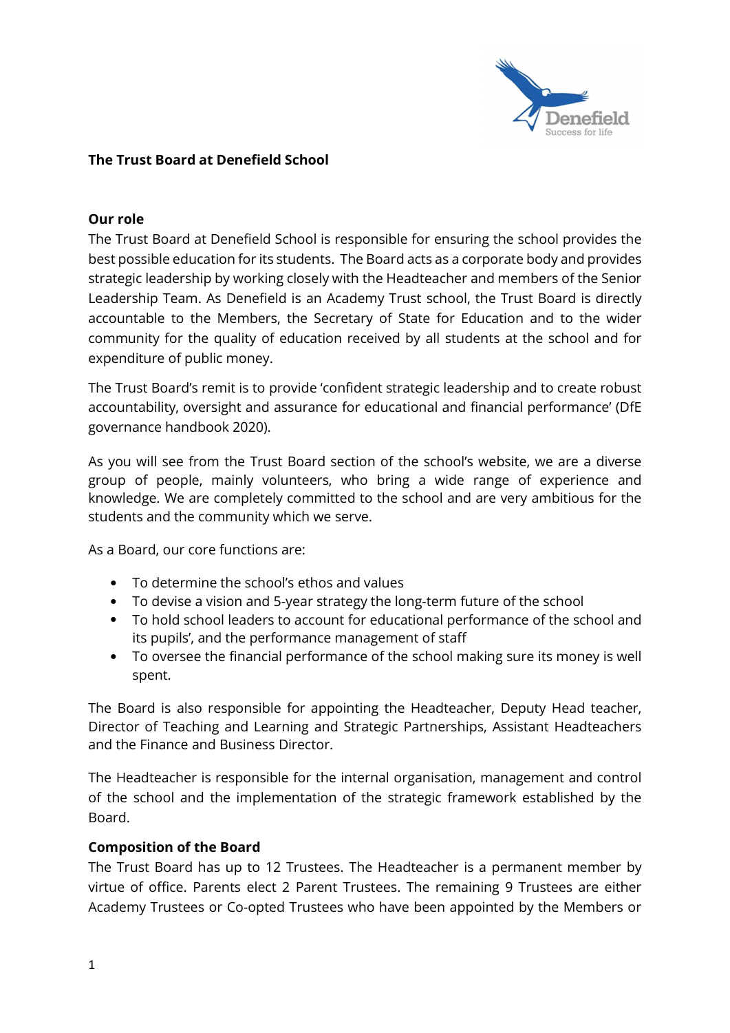# The Trust Board at Denefield School

## Our role

The Trust Board at Denefield School is responsible for ensuring the school provides the best possible education for its students. The Board acts as a corporate body and provides strategic leadership by working closely with the Headteacher and members of the Senior Leadership Team. As Denefield is an Academy Trust school, the Trust Board is directly accountable to the Members, the Secretary of State for Education and to the wider community for the quality of education received by all students at the school and for expenditure of public money.

The Trust Board's remit is to provide 'confident strategic leadership and to create robust accountability, oversight and assurance for educational and financial performance' (DfE governance handbook 2020).

As you will see from the Trust Board section of the school's website, we are a diverse group of people, mainly volunteers, who bring a wide range of experience and knowledge. We are completely committed to the school and are very ambitious for the students and the community which we serve.

As a Board, our core functions are:

- To determine the school's ethos and values
- To devise a vision and 5-year strategy the long-term future of the school
- To hold school leaders to account for educational performance of the school and its pupils', and the performance management of staff
- To oversee the financial performance of the school making sure its money is well spent.

The Board is also responsible for appointing the Headteacher, Deputy Head teacher, Director of Teaching and Learning and Strategic Partnerships, Assistant Headteachers and the Finance and Business Director.

The Headteacher is responsible for the internal organisation, management and control of the school and the implementation of the strategic framework established by the Board.

## Composition of the Board

The Trust Board has up to 12 Trustees. The Headteacher is a permanent member by virtue of office. Parents elect 2 Parent Trustees. The remaining 9 Trustees are either Academy Trustees or Co-opted Trustees who have been appointed by the Members or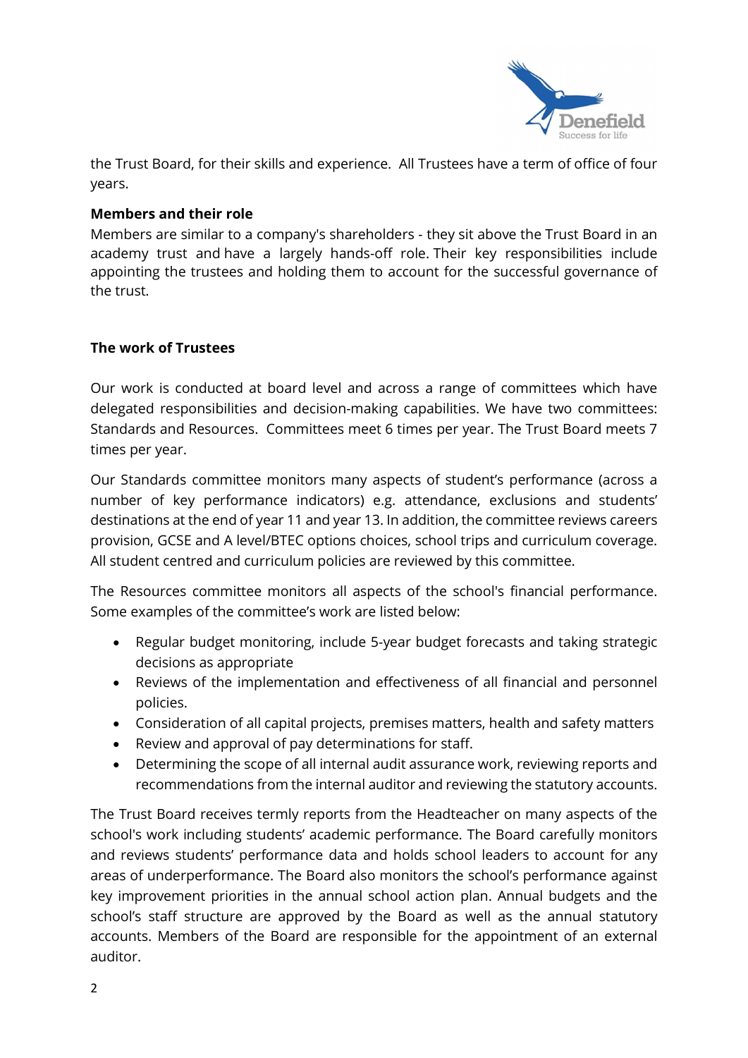the Trust Board, for their skills and experience. All Trustees have a term of office of four years.

**Members and their role**

Members are similar to a company's shareholders - they sit above the Trust Board in an academy trust and have a largely hands-off role. Their key responsibilities include appointing the trustees and holding them to account for the successful governance of the trust.

**The work of Trustees**

Our work is conducted at board level and across a range of committees which have delegated responsibilities and decision-making capabilities. We have two committees: Standards and Resources. Committees meet 6 times per year. The Trust Board meets 7 times per year.

Our Standards committee monitors many aspects of student's performance (across a number of key performance indicators) e.g. attendance, exclusions and students' destinations at the end of year 11 and year 13. In addition, the committee reviews careers provision, GCSE and A level/BTEC options choices, school trips and curriculum coverage. All student centred and curriculum policies are reviewed by this committee.

The Resources committee monitors all aspects of the school's financial performance. Some examples of the committee's work are listed below:

- Regular budget monitoring, include 5-year budget forecasts and taking strategic decisions as appropriate
- Reviews of the implementation and effectiveness of all financial and personnel policies.
- Consideration of all capital projects, premises matters, health and safety matters
- Review and approval of pay determinations for staff.
- Determining the scope of all internal audit assurance work, reviewing reports and recommendations from the internal auditor and reviewing the statutory accounts.

The Trust Board receives termly reports from the Headteacher on many aspects of the school's work including students' academic performance. The Board carefully monitors and reviews students' performance data and holds school leaders to account for any areas of underperformance. The Board also monitors the school's performance against key improvement priorities in the annual school action plan. Annual budgets and the school's staff structure are approved by the Board as well as the annual statutory accounts. Members of the Board are responsible for the appointment of an external auditor.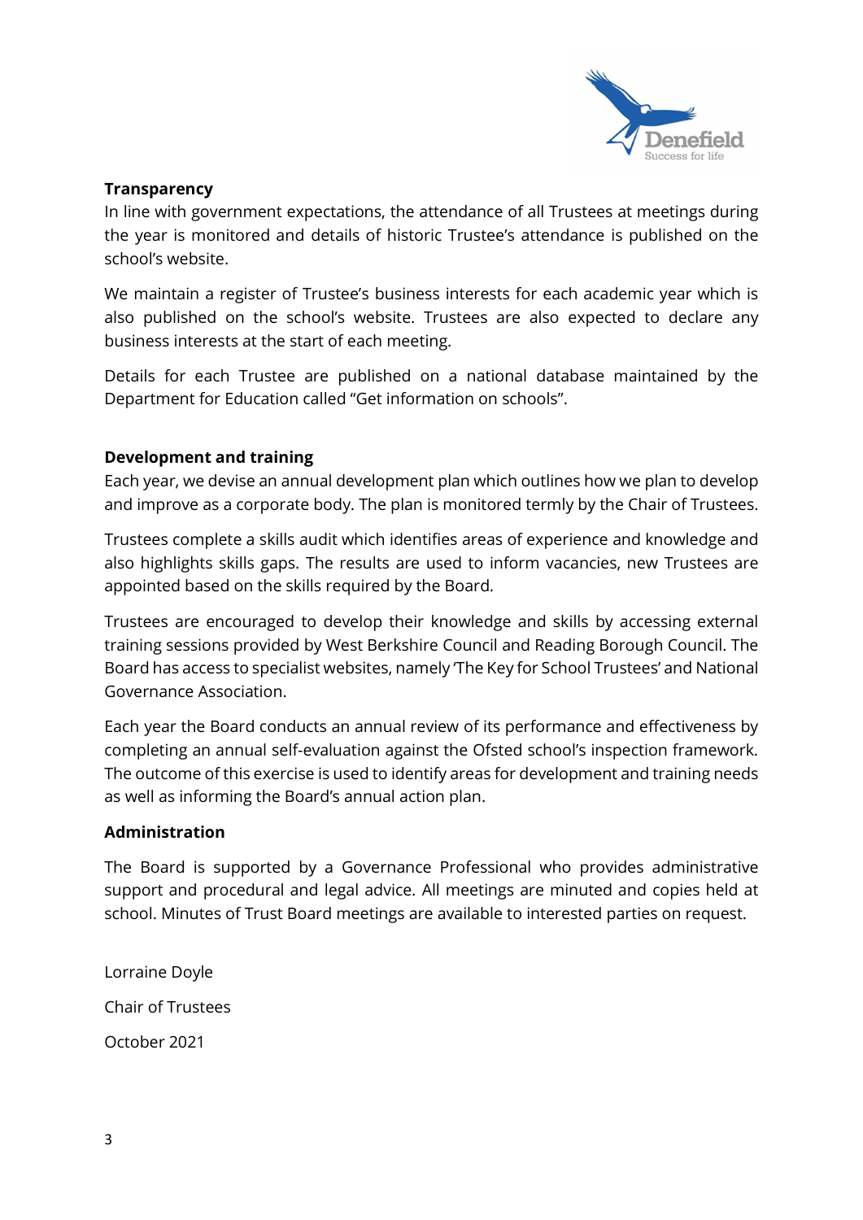**Transparency**

In line with government expectations, the attendance of all Trustees at meetings during the year is monitored and details of historic Trustee's attendance is published on the school's website.

We maintain a register of Trustee's business interests for each academic year which is also published on the school's website. Trustees are also expected to declare any business interests at the start of each meeting.

Details for each Trustee are published on a national database maintained by the Department for Education called "Get information on schools".

**Development and training**

Each year, we devise an annual development plan which outlines how we plan to develop and improve as a corporate body. The plan is monitored termly by the Chair of Trustees.

Trustees complete a skills audit which identifies areas of experience and knowledge and also highlights skills gaps. The results are used to inform vacancies, new Trustees are appointed based on the skills required by the Board.

Trustees are encouraged to develop their knowledge and skills by accessing external training sessions provided by West Berkshire Council and Reading Borough Council. The Board has access to specialist websites, namely 'The Key for School Trustees' and National Governance Association.

Each year the Board conducts an annual review of its performance and effectiveness by completing an annual self-evaluation against the Ofsted school's inspection framework. The outcome of this exercise is used to identify areas for development and training needs as well as informing the Board's annual action plan.

**Administration**

The Board is supported by a Governance Professional who provides administrative support and procedural and legal advice. All meetings are minuted and copies held at school. Minutes of Trust Board meetings are available to interested parties on request.

Lorraine Doyle

Chair of Trustees

October 2021